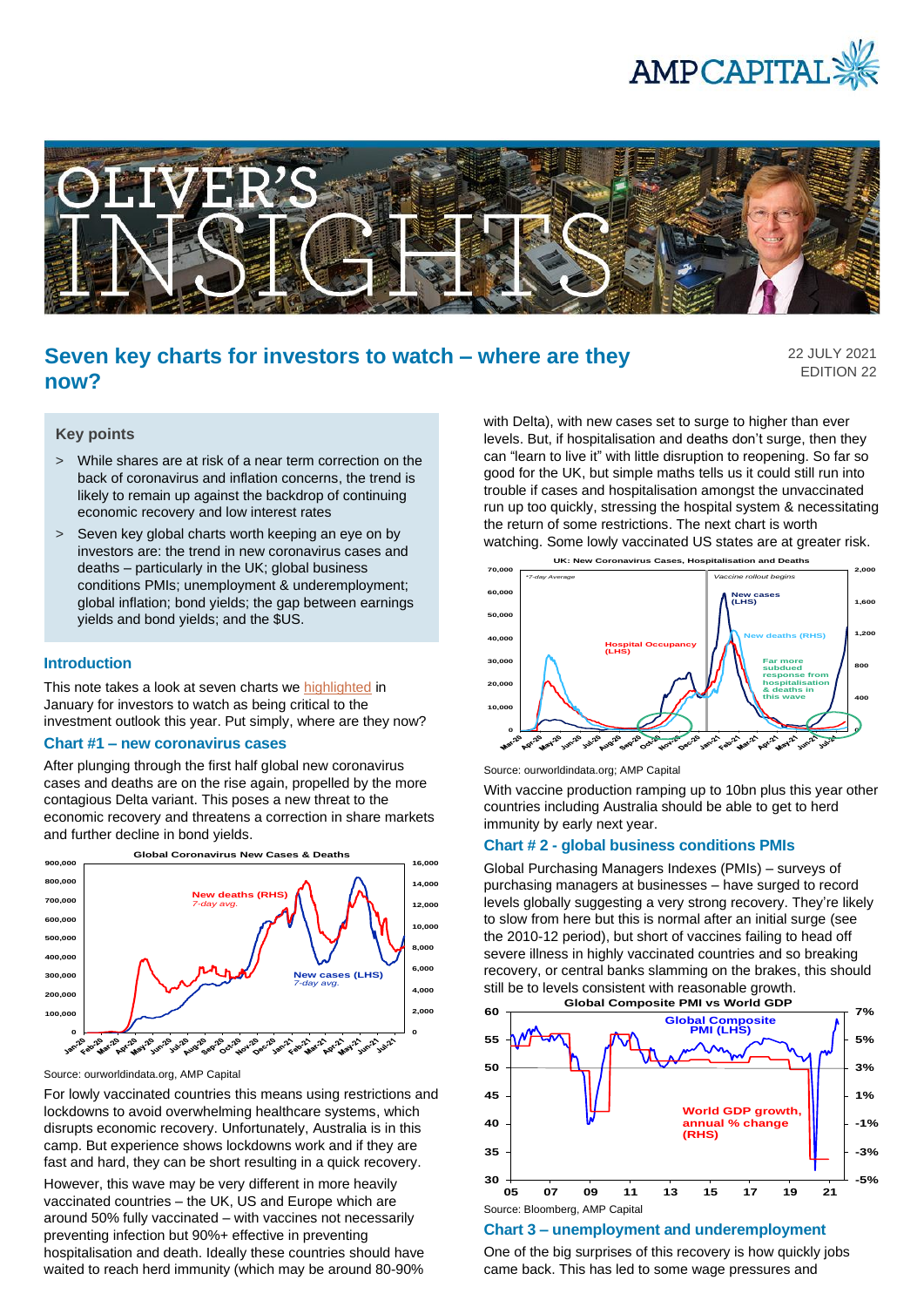# Seven key charts for investors to watch – where are they now?

22 JULY 2021
EDITION 22

### Key points

- While shares are at risk of a near term correction on the back of coronavirus and inflation concerns, the trend is likely to remain up against the backdrop of continuing economic recovery and low interest rates
- Seven key global charts worth keeping an eye on by investors are: the trend in new coronavirus cases and deaths – particularly in the UK; global business conditions PMIs; unemployment & underemployment; global inflation; bond yields; the gap between earnings yields and bond yields; and the $US.

## Introduction

This note takes a look at seven charts we highlighted in January for investors to watch as being critical to the investment outlook this year. Put simply, where are they now?

## Chart #1 – new coronavirus cases

After plunging through the first half global new coronavirus cases and deaths are on the rise again, propelled by the more contagious Delta variant. This poses a new threat to the economic recovery and threatens a correction in share markets and further decline in bond yields.

Source: ourworldindata.org, AMP Capital

For lowly vaccinated countries this means using restrictions and lockdowns to avoid overwhelming healthcare systems, which disrupts economic recovery. Unfortunately, Australia is in this camp. But experience shows lockdowns work and if they are fast and hard, they can be short resulting in a quick recovery.

However, this wave may be very different in more heavily vaccinated countries – the UK, US and Europe which are around 50% fully vaccinated – with vaccines not necessarily preventing infection but 90%+ effective in preventing hospitalisation and death. Ideally these countries should have waited to reach herd immunity (which may be around 80-90% with Delta), with new cases set to surge to higher than ever levels. But, if hospitalisation and deaths don't surge, then they can "learn to live it" with little disruption to reopening. So far so good for the UK, but simple maths tells us it could still run into trouble if cases and hospitalisation amongst the unvaccinated run up too quickly, stressing the hospital system & necessitating the return of some restrictions. The next chart is worth watching. Some lowly vaccinated US states are at greater risk.

Source: ourworldindata.org; AMP Capital

With vaccine production ramping up to 10bn plus this year other countries including Australia should be able to get to herd immunity by early next year.

## Chart # 2 - global business conditions PMIs

Global Purchasing Managers Indexes (PMIs) – surveys of purchasing managers at businesses – have surged to record levels globally suggesting a very strong recovery. They're likely to slow from here but this is normal after an initial surge (see the 2010-12 period), but short of vaccines failing to head off severe illness in highly vaccinated countries and so breaking recovery, or central banks slamming on the brakes, this should still be to levels consistent with reasonable growth.

Source: Bloomberg, AMP Capital

## Chart 3 – unemployment and underemployment

One of the big surprises of this recovery is how quickly jobs came back. This has led to some wage pressures and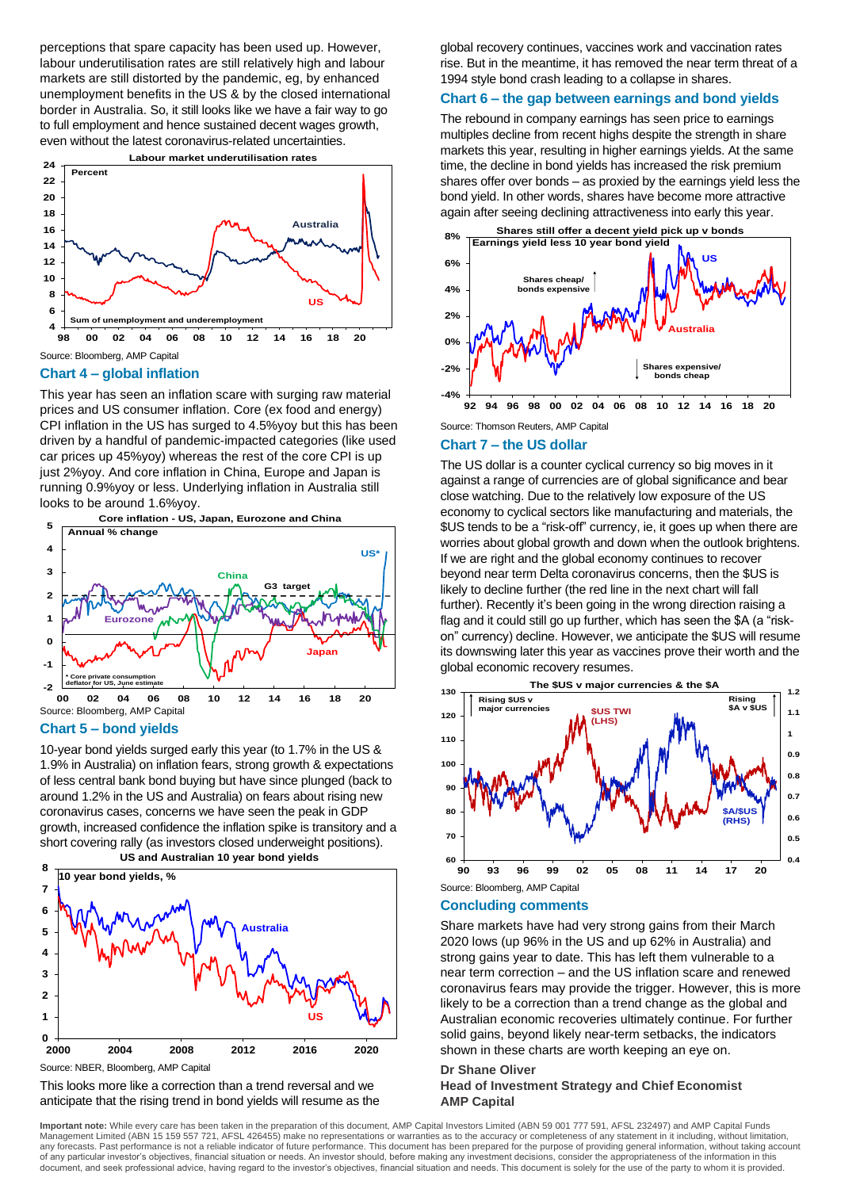perceptions that spare capacity has been used up. However, labour underutilisation rates are still relatively high and labour markets are still distorted by the pandemic, eg, by enhanced unemployment benefits in the US & by the closed international border in Australia. So, it still looks like we have a fair way to go to full employment and hence sustained decent wages growth, even without the latest coronavirus-related uncertainties.

Labour market underutilisation rates

Percent

Australia

US

Sum of unemployment and underemployment

24
22
20
18
16
14
12
10
8
6
4

98 00 02 04 06 08 10 12 14 16 18 20

Source: Bloomberg, AMP Capital

## Chart 4 – global inflation

This year has seen an inflation scare with surging raw material prices and US consumer inflation. Core (ex food and energy) CPI inflation in the US has surged to 4.5%yoy but this has been driven by a handful of pandemic-impacted categories (like used car prices up 45%yoy) whereas the rest of the core CPI is up just 2%yoy. And core inflation in China, Europe and Japan is running 0.9%yoy or less. Underlying inflation in Australia still looks to be around 1.6%yoy.

Core inflation - US, Japan, Eurozone and China

Annual % change

US*

China

G3 target

Eurozone

Japan

\* Core private consumption deflator for US, June estimate

5
4
3
2
1
0
-1
-2

00 02 04 06 08 10 12 14 16 18 20

Source: Bloomberg, AMP Capital

## Chart 5 – bond yields

10-year bond yields surged early this year (to 1.7% in the US & 1.9% in Australia) on inflation fears, strong growth & expectations of less central bank bond buying but have since plunged (back to around 1.2% in the US and Australia) on fears about rising new coronavirus cases, concerns we have seen the peak in GDP growth, increased confidence the inflation spike is transitory and a short covering rally (as investors closed underweight positions).

US and Australian 10 year bond yields

10 year bond yields, %

Australia

US

8
7
6
5
4
3
2
1
0

2000 2004 2008 2012 2016 2020

Source: NBER, Bloomberg, AMP Capital

This looks more like a correction than a trend reversal and we anticipate that the rising trend in bond yields will resume as the global recovery continues, vaccines work and vaccination rates rise. But in the meantime, it has removed the near term threat of a 1994 style bond crash leading to a collapse in shares.

## Chart 6 – the gap between earnings and bond yields

The rebound in company earnings has seen price to earnings multiples decline from recent highs despite the strength in share markets this year, resulting in higher earnings yields. At the same time, the decline in bond yields has increased the risk premium shares offer over bonds – as proxied by the earnings yield less the bond yield. In other words, shares have become more attractive again after seeing declining attractiveness into early this year.

Shares still offer a decent yield pick up v bonds

Earnings yield less 10 year bond yield

US

Shares cheap/ bonds expensive

Australia

Shares expensive/ bonds cheap

8%
6%
4%
2%
0%
-2%
-4%

92 94 96 98 00 02 04 06 08 10 12 14 16 18 20

Source: Thomson Reuters, AMP Capital

## Chart 7 – the US dollar

The US dollar is a counter cyclical currency so big moves in it against a range of currencies are of global significance and bear close watching. Due to the relatively low exposure of the US economy to cyclical sectors like manufacturing and materials, the $US tends to be a "risk-off" currency, ie, it goes up when there are worries about global growth and down when the outlook brightens. If we are right and the global economy continues to recover beyond near term Delta coronavirus concerns, then the $US is likely to decline further (the red line in the next chart will fall further). Recently it's been going in the wrong direction raising a flag and it could still go up further, which has seen the $A (a "risk-on" currency) decline. However, we anticipate the $US will resume its downswing later this year as vaccines prove their worth and the global economic recovery resumes.

The $US v major currencies & the $A

Rising $US v major currencies

$US TWI (LHS)

Rising $A v $US

$A/$US (RHS)

130
120
110
100
90
80
70
60

1.2
1.1
1
0.9
0.8
0.7
0.6
0.5
0.4

90 93 96 99 02 05 08 11 14 17 20

Source: Bloomberg, AMP Capital

## Concluding comments

Share markets have had very strong gains from their March 2020 lows (up 96% in the US and up 62% in Australia) and strong gains year to date. This has left them vulnerable to a near term correction – and the US inflation scare and renewed coronavirus fears may provide the trigger. However, this is more likely to be a correction than a trend change as the global and Australian economic recoveries ultimately continue. For further solid gains, beyond likely near-term setbacks, the indicators shown in these charts are worth keeping an eye on.

**Dr Shane Oliver**
**Head of Investment Strategy and Chief Economist**
**AMP Capital**

**Important note:** While every care has been taken in the preparation of this document, AMP Capital Investors Limited (ABN 59 001 777 591, AFSL 232497) and AMP Capital Funds Management Limited (ABN 15 159 557 721, AFSL 426455) make no representations or warranties as to the accuracy or completeness of any statement in it including, without limitation, any forecasts. Past performance is not a reliable indicator of future performance. This document has been prepared for the purpose of providing general information, without taking account of any particular investor's objectives, financial situation or needs. An investor should, before making any investment decisions, consider the appropriateness of the information in this document, and seek professional advice, having regard to the investor's objectives, financial situation and needs. This document is solely for the use of the party to whom it is provided.